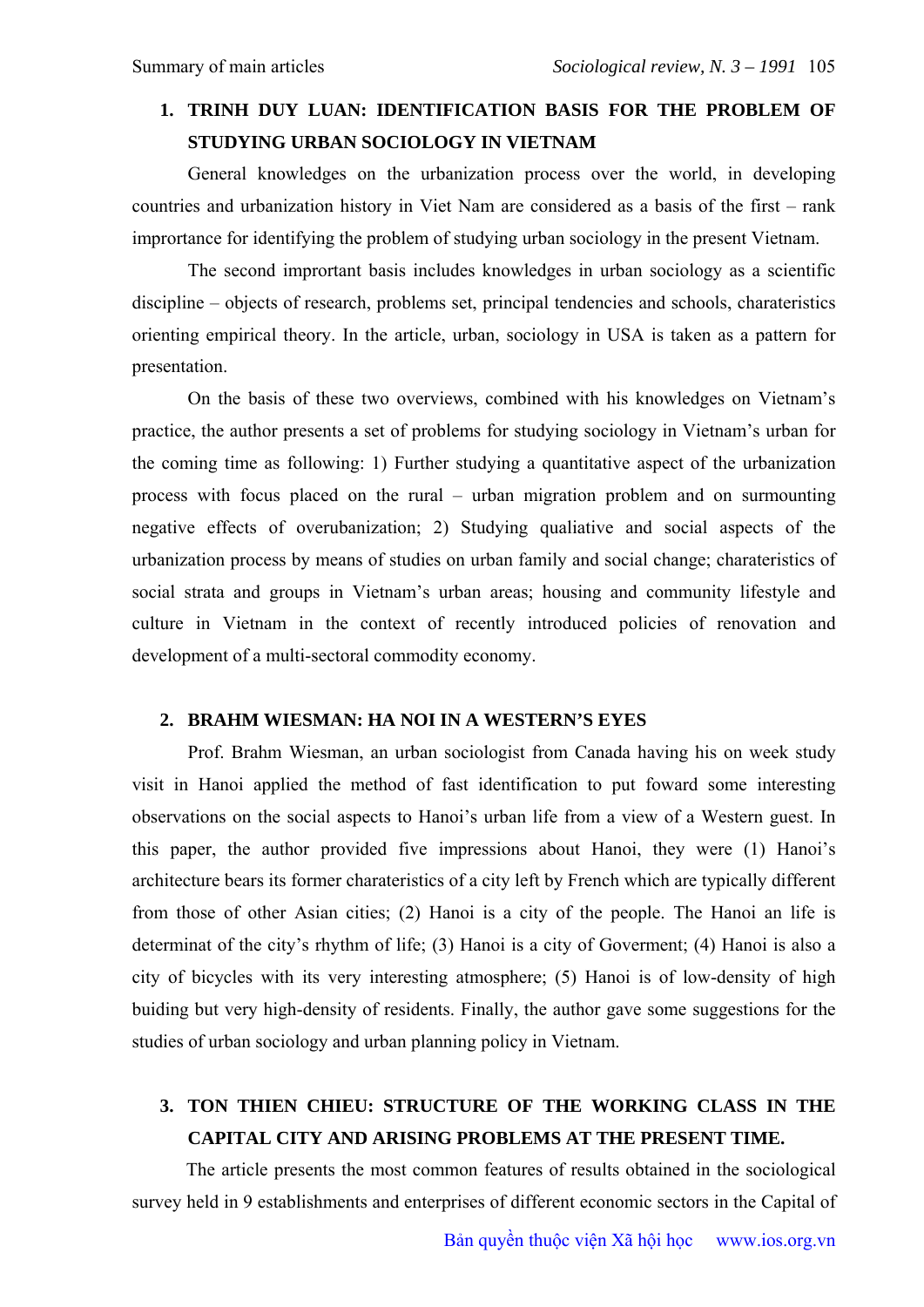## 1. TRINH DUY LUAN: IDENTIFICATION BASIS FOR THE PROBLEM OF STUDYING URBAN SOCIOLOGY IN VIETNAM

General knowledges on the urbanization process over the world, in developing countries and urbanization history in Viet Nam are considered as a basis of the first – rank imprortance for identifying the problem of studying urban sociology in the present Vietnam.

The second imprortant basis includes knowledges in urban sociology as a scientific discipline – objects of research, problems set, principal tendencies and schools, charateristics orienting empirical theory. In the article, urban, sociology in USA is taken as a pattern for presentation.

On the basis of these two overviews, combined with his knowledges on Vietnam's practice, the author presents a set of problems for studying sociology in Vietnam's urban for the coming time as following: 1) Further studying a quantitative aspect of the urbanization process with focus placed on the rural – urban migration problem and on surmounting negative effects of overubanization; 2) Studying qualiative and social aspects of the urbanization process by means of studies on urban family and social change; charateristics of social strata and groups in Vietnam's urban areas; housing and community lifestyle and culture in Vietnam in the context of recently introduced policies of renovation and development of a multi-sectoral commodity economy.

## 2. BRAHM WIESMAN: HA NOI IN A WESTERN'S EYES

Prof. Brahm Wiesman, an urban sociologist from Canada having his on week study visit in Hanoi applied the method of fast identification to put foward some interesting observations on the social aspects to Hanoi's urban life from a view of a Western guest. In this paper, the author provided five impressions about Hanoi, they were (1) Hanoi's architecture bears its former charateristics of a city left by French which are typically different from those of other Asian cities; (2) Hanoi is a city of the people. The Hanoi an life is determinat of the city's rhythm of life; (3) Hanoi is a city of Goverment; (4) Hanoi is also a city of bicycles with its very interesting atmosphere; (5) Hanoi is of low-density of high buiding but very high-density of residents. Finally, the author gave some suggestions for the studies of urban sociology and urban planning policy in Vietnam.

## 3. TON THIEN CHIEU: STRUCTURE OF THE WORKING CLASS IN THE CAPITAL CITY AND ARISING PROBLEMS AT THE PRESENT TIME.

The article presents the most common features of results obtained in the sociological survey held in 9 establishments and enterprises of different economic sectors in the Capital of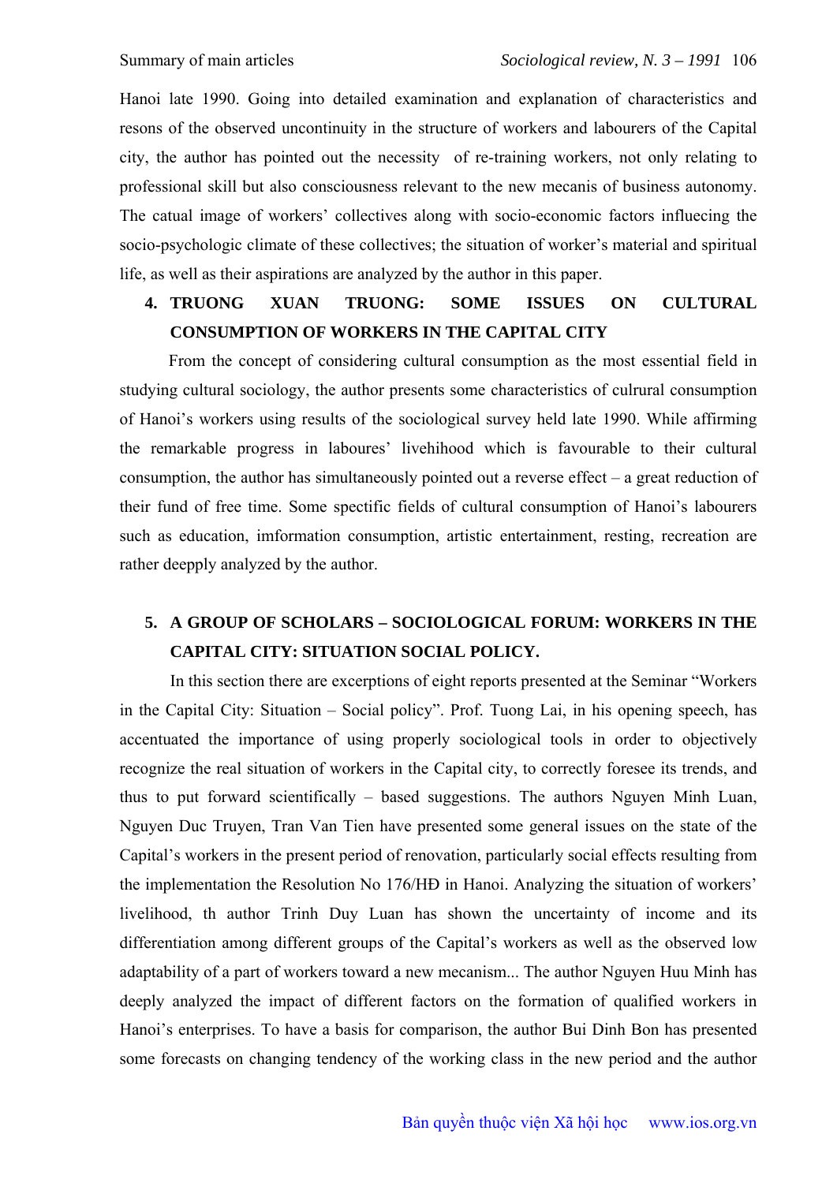Hanoi late 1990. Going into detailed examination and explanation of characteristics and resons of the observed uncontinuity in the structure of workers and labourers of the Capital city, the author has pointed out the necessity of re-training workers, not only relating to professional skill but also consciousness relevant to the new mecanis of business autonomy. The catual image of workers' collectives along with socio-economic factors influecing the socio-psychologic climate of these collectives; the situation of worker's material and spiritual life, as well as their aspirations are analyzed by the author in this paper.

4. **TRUONG XUAN TRUONG: SOME ISSUES ON CULTURAL CONSUMPTION OF WORKERS IN THE CAPITAL CITY**

From the concept of considering cultural consumption as the most essential field in studying cultural sociology, the author presents some characteristics of culrural consumption of Hanoi's workers using results of the sociological survey held late 1990. While affirming the remarkable progress in laboures' livehihood which is favourable to their cultural consumption, the author has simultaneously pointed out a reverse effect – a great reduction of their fund of free time. Some spectific fields of cultural consumption of Hanoi's labourers such as education, imformation consumption, artistic entertainment, resting, recreation are rather deepply analyzed by the author.

5. **A GROUP OF SCHOLARS – SOCIOLOGICAL FORUM: WORKERS IN THE CAPITAL CITY: SITUATION SOCIAL POLICY.**

In this section there are excerptions of eight reports presented at the Seminar "Workers in the Capital City: Situation – Social policy". Prof. Tuong Lai, in his opening speech, has accentuated the importance of using properly sociological tools in order to objectively recognize the real situation of workers in the Capital city, to correctly foresee its trends, and thus to put forward scientifically – based suggestions. The authors Nguyen Minh Luan, Nguyen Duc Truyen, Tran Van Tien have presented some general issues on the state of the Capital's workers in the present period of renovation, particularly social effects resulting from the implementation the Resolution No 176/HĐ in Hanoi. Analyzing the situation of workers' livelihood, th author Trinh Duy Luan has shown the uncertainty of income and its differentiation among different groups of the Capital's workers as well as the observed low adaptability of a part of workers toward a new mecanism... The author Nguyen Huu Minh has deeply analyzed the impact of different factors on the formation of qualified workers in Hanoi's enterprises. To have a basis for comparison, the author Bui Dinh Bon has presented some forecasts on changing tendency of the working class in the new period and the author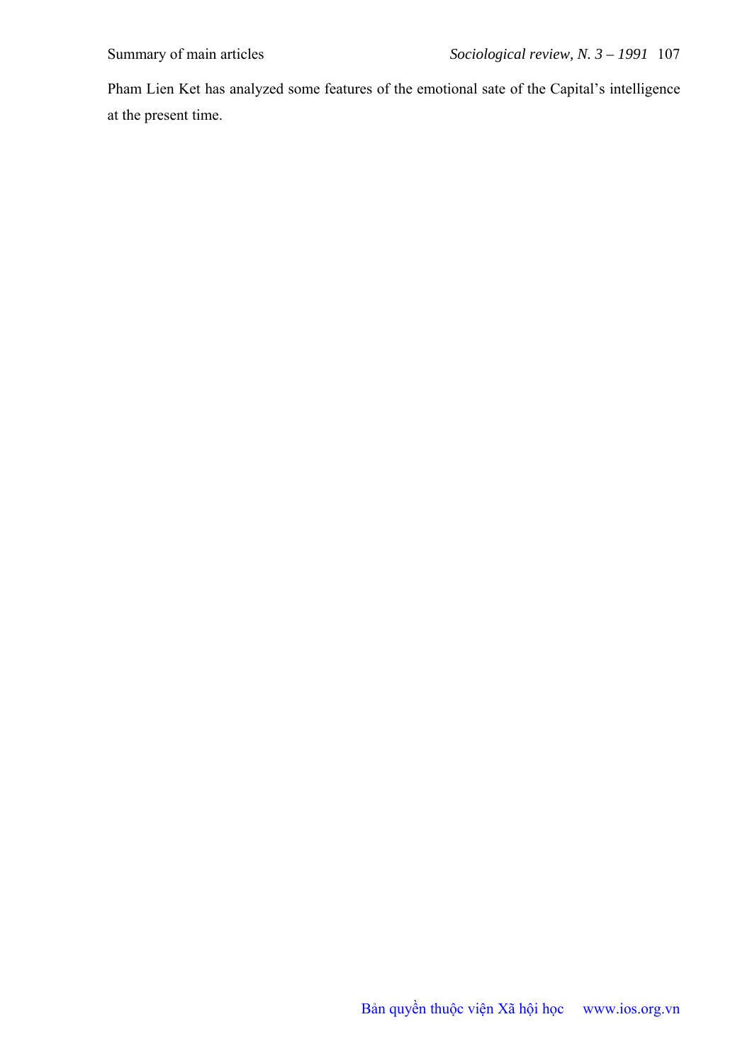Pham Lien Ket has analyzed some features of the emotional sate of the Capital's intelligence at the present time.